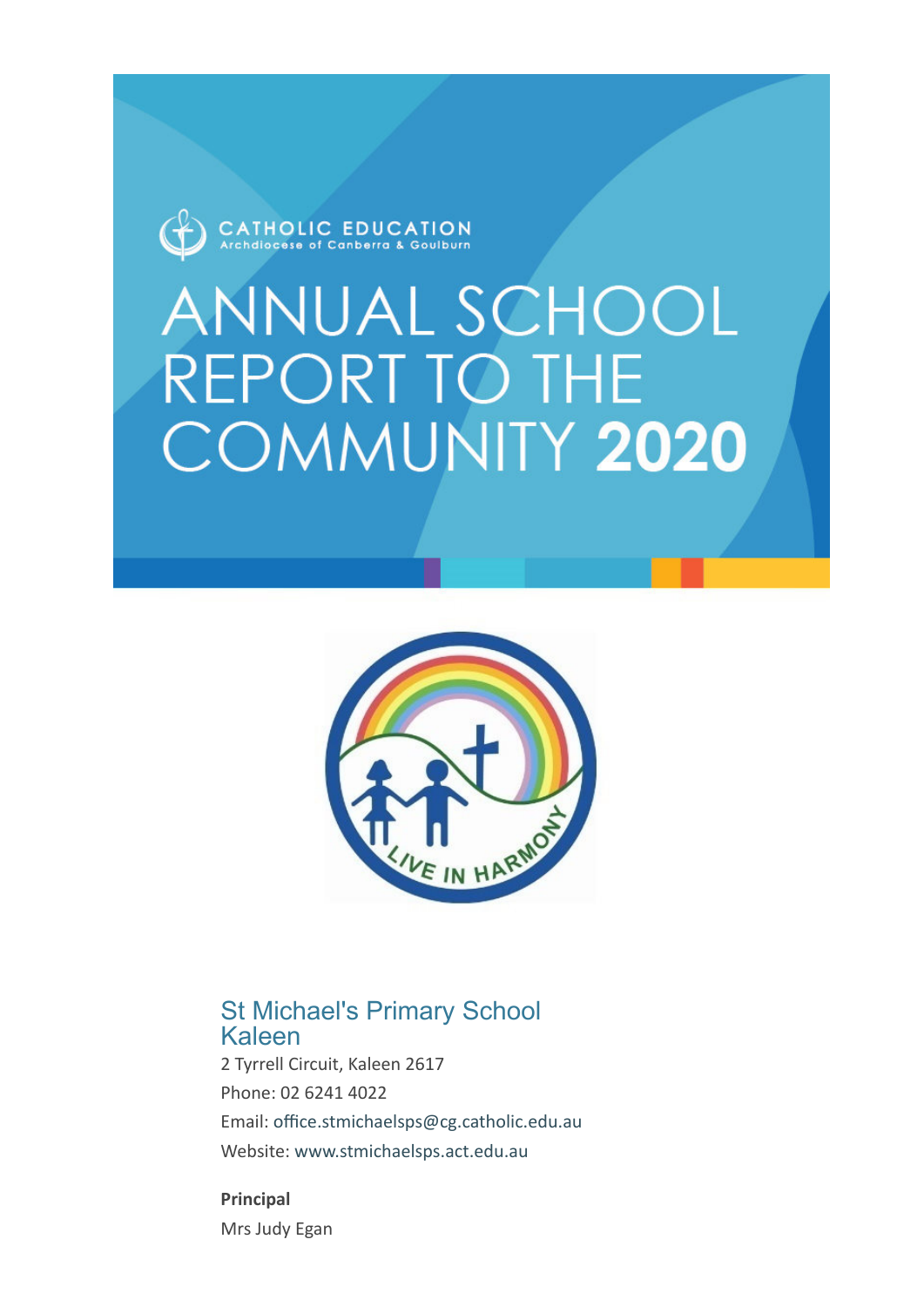CATHOLIC EDUCATION
Archdiocese of Canberra & Goulburn

# ANNUAL SCHOOL REPORT TO THE COMMUNITY 2020

## St Michael's Primary School Kaleen

2 Tyrrell Circuit, Kaleen 2617

Phone: 02 6241 4022

Email: office.stmichaelsps@cg.catholic.edu.au

Website: www.stmichaelsps.act.edu.au

**Principal**

Mrs Judy Egan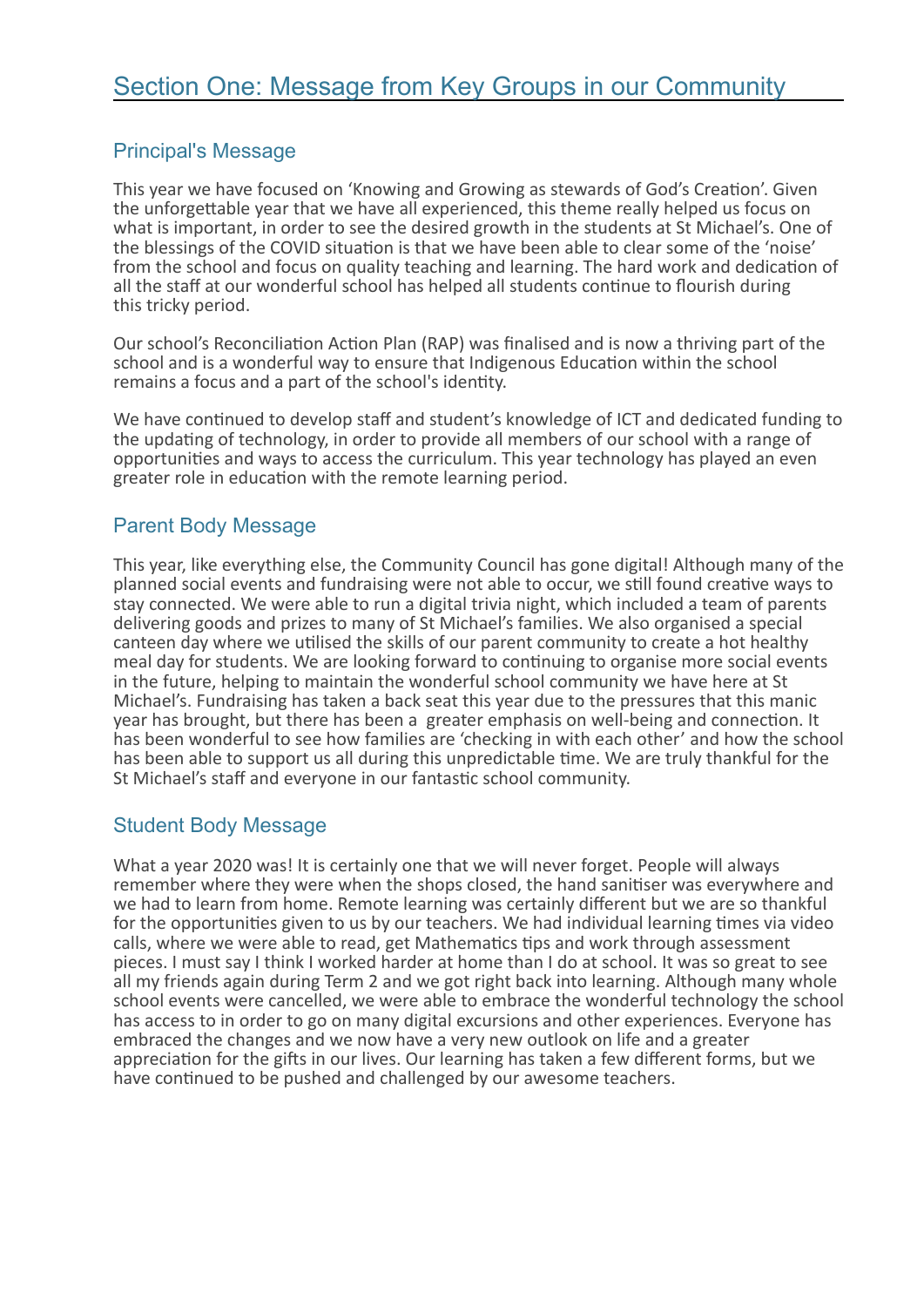# Section One: Message from Key Groups in our Community

## Principal's Message

This year we have focused on 'Knowing and Growing as stewards of God's Creation'. Given the unforgettable year that we have all experienced, this theme really helped us focus on what is important, in order to see the desired growth in the students at St Michael's. One of the blessings of the COVID situation is that we have been able to clear some of the 'noise' from the school and focus on quality teaching and learning. The hard work and dedication of all the staff at our wonderful school has helped all students continue to flourish during this tricky period.

Our school's Reconciliation Action Plan (RAP) was finalised and is now a thriving part of the school and is a wonderful way to ensure that Indigenous Education within the school remains a focus and a part of the school's identity.

We have continued to develop staff and student's knowledge of ICT and dedicated funding to the updating of technology, in order to provide all members of our school with a range of opportunities and ways to access the curriculum. This year technology has played an even greater role in education with the remote learning period.

## Parent Body Message

This year, like everything else, the Community Council has gone digital! Although many of the planned social events and fundraising were not able to occur, we still found creative ways to stay connected. We were able to run a digital trivia night, which included a team of parents delivering goods and prizes to many of St Michael's families. We also organised a special canteen day where we utilised the skills of our parent community to create a hot healthy meal day for students. We are looking forward to continuing to organise more social events in the future, helping to maintain the wonderful school community we have here at St Michael's. Fundraising has taken a back seat this year due to the pressures that this manic year has brought, but there has been a greater emphasis on well-being and connection. It has been wonderful to see how families are 'checking in with each other' and how the school has been able to support us all during this unpredictable time. We are truly thankful for the St Michael's staff and everyone in our fantastic school community.

## Student Body Message

What a year 2020 was! It is certainly one that we will never forget. People will always remember where they were when the shops closed, the hand sanitiser was everywhere and we had to learn from home. Remote learning was certainly different but we are so thankful for the opportunities given to us by our teachers. We had individual learning times via video calls, where we were able to read, get Mathematics tips and work through assessment pieces. I must say I think I worked harder at home than I do at school. It was so great to see all my friends again during Term 2 and we got right back into learning. Although many whole school events were cancelled, we were able to embrace the wonderful technology the school has access to in order to go on many digital excursions and other experiences. Everyone has embraced the changes and we now have a very new outlook on life and a greater appreciation for the gifts in our lives. Our learning has taken a few different forms, but we have continued to be pushed and challenged by our awesome teachers.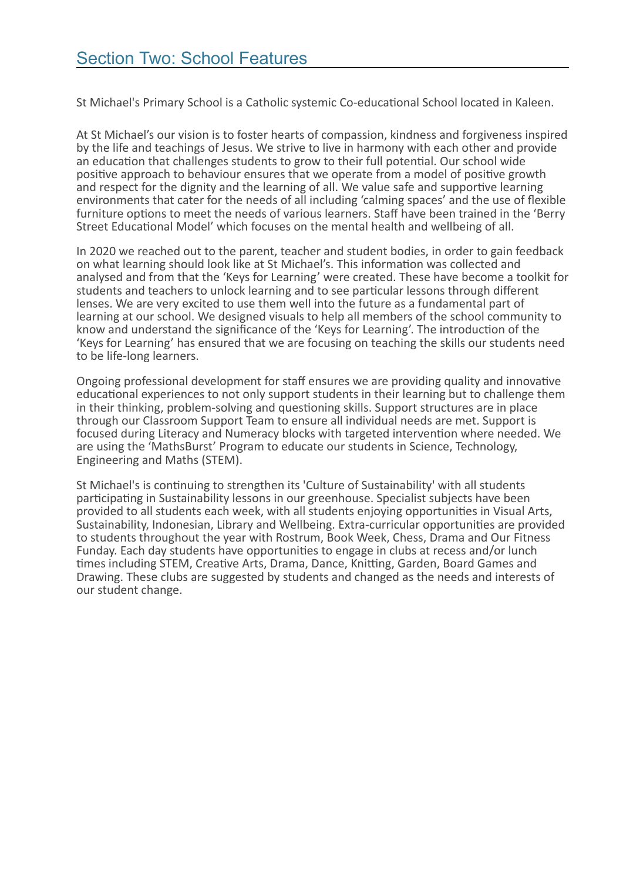## Section Two: School Features

St Michael's Primary School is a Catholic systemic Co-educational School located in Kaleen.

At St Michael's our vision is to foster hearts of compassion, kindness and forgiveness inspired by the life and teachings of Jesus. We strive to live in harmony with each other and provide an education that challenges students to grow to their full potential. Our school wide positive approach to behaviour ensures that we operate from a model of positive growth and respect for the dignity and the learning of all. We value safe and supportive learning environments that cater for the needs of all including 'calming spaces' and the use of flexible furniture options to meet the needs of various learners. Staff have been trained in the 'Berry Street Educational Model' which focuses on the mental health and wellbeing of all.

In 2020 we reached out to the parent, teacher and student bodies, in order to gain feedback on what learning should look like at St Michael's. This information was collected and analysed and from that the 'Keys for Learning' were created. These have become a toolkit for students and teachers to unlock learning and to see particular lessons through different lenses. We are very excited to use them well into the future as a fundamental part of learning at our school. We designed visuals to help all members of the school community to know and understand the significance of the 'Keys for Learning'. The introduction of the 'Keys for Learning' has ensured that we are focusing on teaching the skills our students need to be life-long learners.

Ongoing professional development for staff ensures we are providing quality and innovative educational experiences to not only support students in their learning but to challenge them in their thinking, problem-solving and questioning skills. Support structures are in place through our Classroom Support Team to ensure all individual needs are met. Support is focused during Literacy and Numeracy blocks with targeted intervention where needed. We are using the 'MathsBurst' Program to educate our students in Science, Technology, Engineering and Maths (STEM).

St Michael's is continuing to strengthen its 'Culture of Sustainability' with all students participating in Sustainability lessons in our greenhouse. Specialist subjects have been provided to all students each week, with all students enjoying opportunities in Visual Arts, Sustainability, Indonesian, Library and Wellbeing. Extra-curricular opportunities are provided to students throughout the year with Rostrum, Book Week, Chess, Drama and Our Fitness Funday. Each day students have opportunities to engage in clubs at recess and/or lunch times including STEM, Creative Arts, Drama, Dance, Knitting, Garden, Board Games and Drawing. These clubs are suggested by students and changed as the needs and interests of our student change.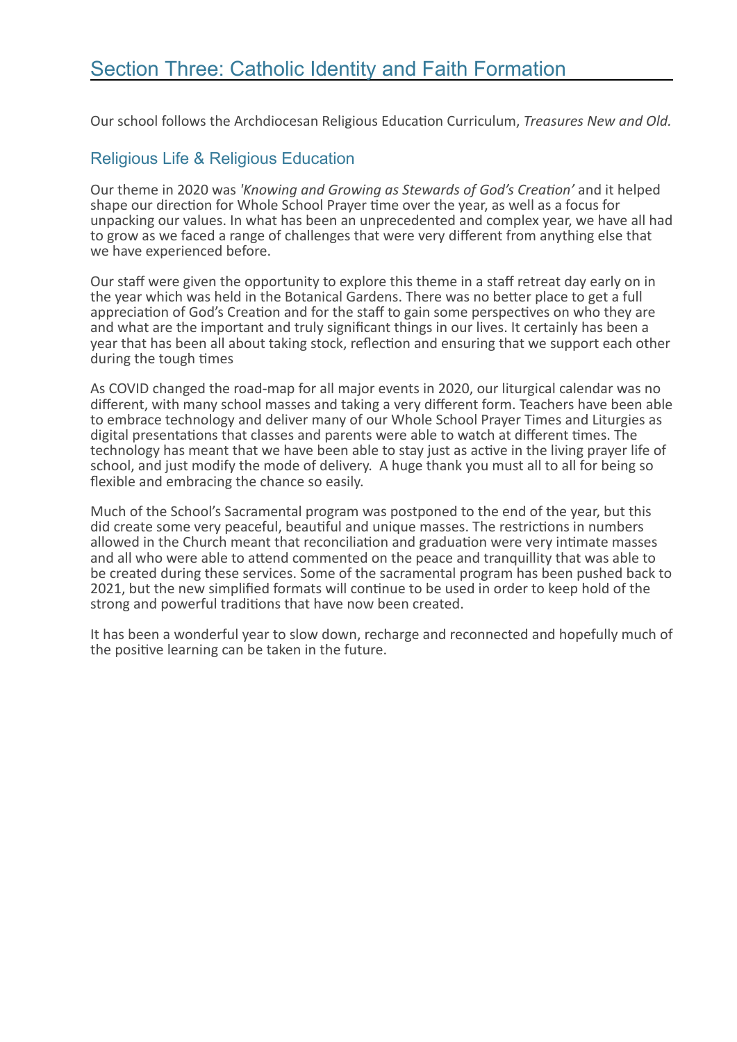## Section Three: Catholic Identity and Faith Formation

Our school follows the Archdiocesan Religious Education Curriculum, *Treasures New and Old.*

### Religious Life & Religious Education

Our theme in 2020 was *'Knowing and Growing as Stewards of God's Creation'* and it helped shape our direction for Whole School Prayer time over the year, as well as a focus for unpacking our values. In what has been an unprecedented and complex year, we have all had to grow as we faced a range of challenges that were very different from anything else that we have experienced before.

Our staff were given the opportunity to explore this theme in a staff retreat day early on in the year which was held in the Botanical Gardens. There was no better place to get a full appreciation of God's Creation and for the staff to gain some perspectives on who they are and what are the important and truly significant things in our lives. It certainly has been a year that has been all about taking stock, reflection and ensuring that we support each other during the tough times

As COVID changed the road-map for all major events in 2020, our liturgical calendar was no different, with many school masses and taking a very different form. Teachers have been able to embrace technology and deliver many of our Whole School Prayer Times and Liturgies as digital presentations that classes and parents were able to watch at different times. The technology has meant that we have been able to stay just as active in the living prayer life of school, and just modify the mode of delivery. A huge thank you must all to all for being so flexible and embracing the chance so easily.

Much of the School's Sacramental program was postponed to the end of the year, but this did create some very peaceful, beautiful and unique masses. The restrictions in numbers allowed in the Church meant that reconciliation and graduation were very intimate masses and all who were able to attend commented on the peace and tranquillity that was able to be created during these services. Some of the sacramental program has been pushed back to 2021, but the new simplified formats will continue to be used in order to keep hold of the strong and powerful traditions that have now been created.

It has been a wonderful year to slow down, recharge and reconnected and hopefully much of the positive learning can be taken in the future.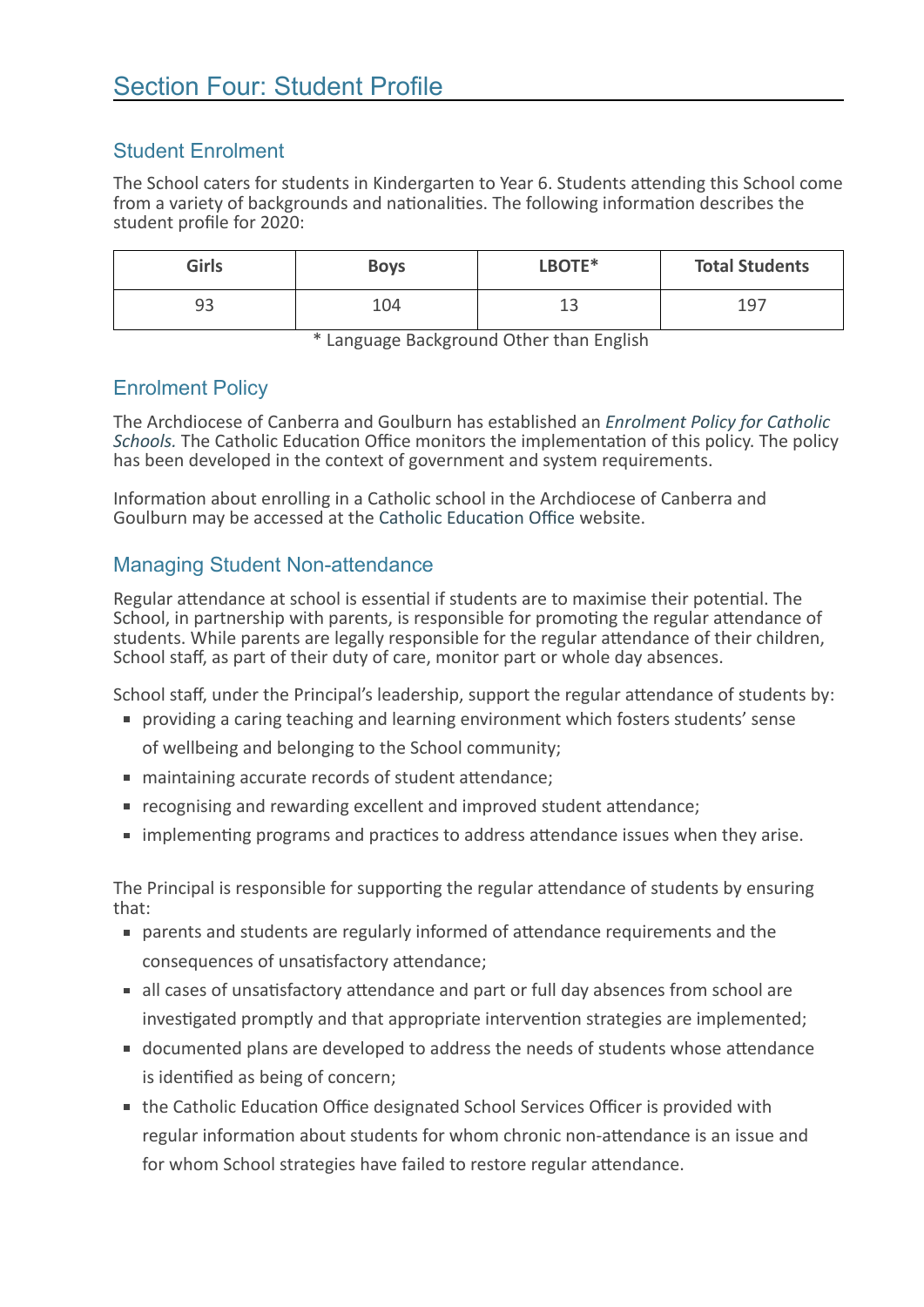# Section Four: Student Profile

## Student Enrolment

The School caters for students in Kindergarten to Year 6. Students attending this School come from a variety of backgrounds and nationalities. The following information describes the student profile for 2020:

| Girls | Boys | LBOTE* | Total Students |
|---|---|---|---|
| 93 | 104 | 13 | 197 |

\* Language Background Other than English

## Enrolment Policy

The Archdiocese of Canberra and Goulburn has established an *Enrolment Policy for Catholic Schools.* The Catholic Education Office monitors the implementation of this policy. The policy has been developed in the context of government and system requirements.

Information about enrolling in a Catholic school in the Archdiocese of Canberra and Goulburn may be accessed at the Catholic Education Office website.

## Managing Student Non-attendance

Regular attendance at school is essential if students are to maximise their potential. The School, in partnership with parents, is responsible for promoting the regular attendance of students. While parents are legally responsible for the regular attendance of their children, School staff, as part of their duty of care, monitor part or whole day absences.

School staff, under the Principal's leadership, support the regular attendance of students by:

- providing a caring teaching and learning environment which fosters students' sense of wellbeing and belonging to the School community;
- maintaining accurate records of student attendance;
- recognising and rewarding excellent and improved student attendance;
- implementing programs and practices to address attendance issues when they arise.

The Principal is responsible for supporting the regular attendance of students by ensuring that:

- parents and students are regularly informed of attendance requirements and the consequences of unsatisfactory attendance;
- all cases of unsatisfactory attendance and part or full day absences from school are investigated promptly and that appropriate intervention strategies are implemented;
- documented plans are developed to address the needs of students whose attendance is identified as being of concern;
- the Catholic Education Office designated School Services Officer is provided with regular information about students for whom chronic non-attendance is an issue and for whom School strategies have failed to restore regular attendance.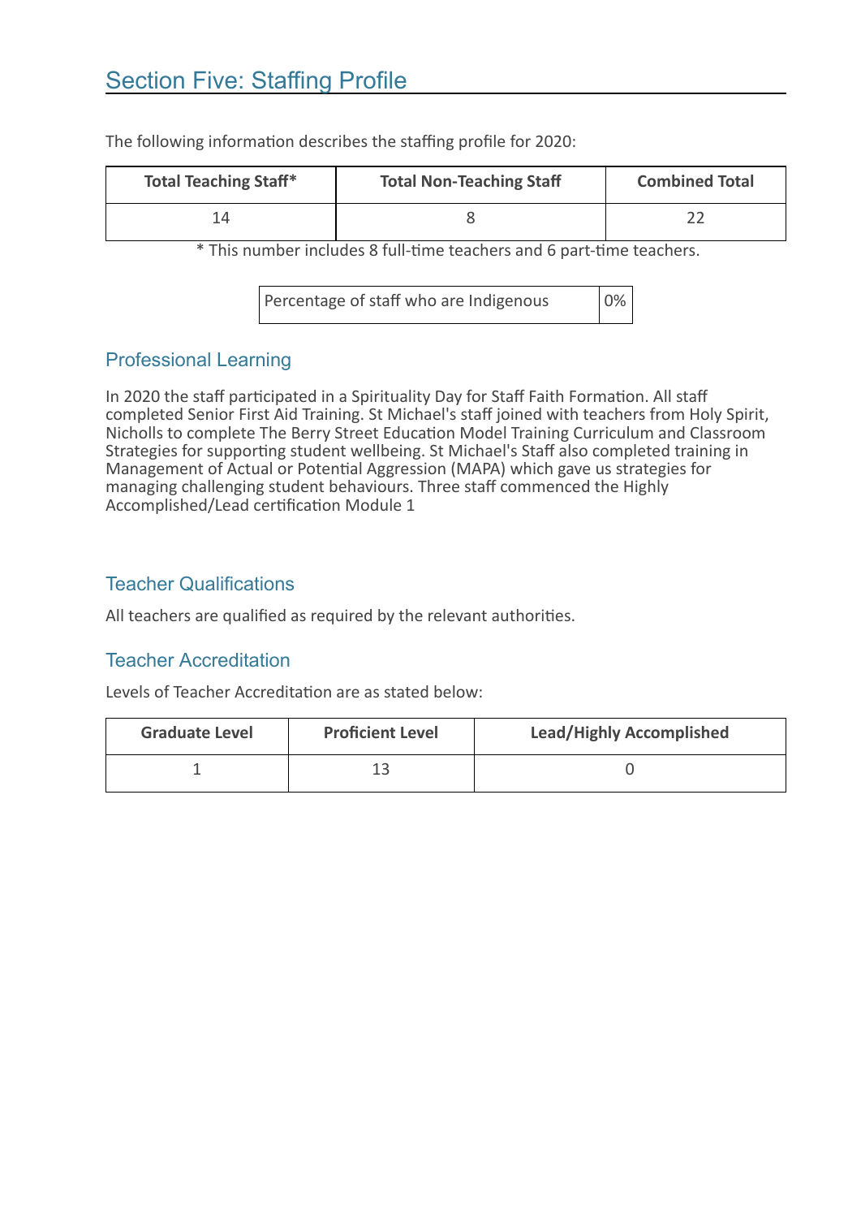## Section Five: Staffing Profile

The following information describes the staffing profile for 2020:

| Total Teaching Staff* | Total Non-Teaching Staff | Combined Total |
| --- | --- | --- |
| 14 | 8 | 22 |

* This number includes 8 full-time teachers and 6 part-time teachers.

| Percentage of staff who are Indigenous | 0% |
| --- | --- |

### Professional Learning

In 2020 the staff participated in a Spirituality Day for Staff Faith Formation. All staff completed Senior First Aid Training. St Michael's staff joined with teachers from Holy Spirit, Nicholls to complete The Berry Street Education Model Training Curriculum and Classroom Strategies for supporting student wellbeing. St Michael's Staff also completed training in Management of Actual or Potential Aggression (MAPA) which gave us strategies for managing challenging student behaviours. Three staff commenced the Highly Accomplished/Lead certification Module 1

### Teacher Qualifications

All teachers are qualified as required by the relevant authorities.

### Teacher Accreditation

Levels of Teacher Accreditation are as stated below:

| Graduate Level | Proficient Level | Lead/Highly Accomplished |
| --- | --- | --- |
| 1 | 13 | 0 |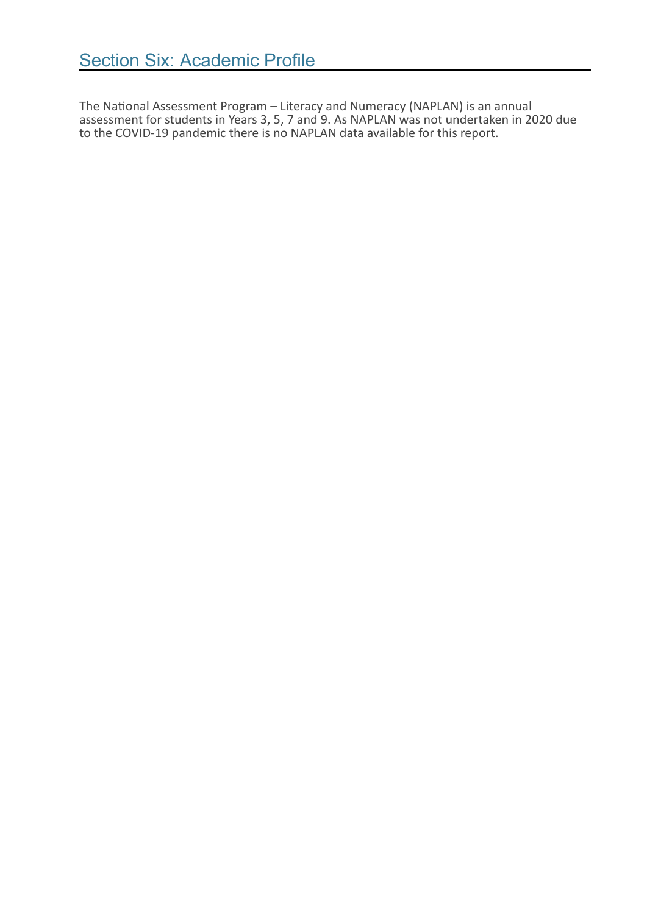## Section Six: Academic Profile

The National Assessment Program – Literacy and Numeracy (NAPLAN) is an annual assessment for students in Years 3, 5, 7 and 9. As NAPLAN was not undertaken in 2020 due to the COVID-19 pandemic there is no NAPLAN data available for this report.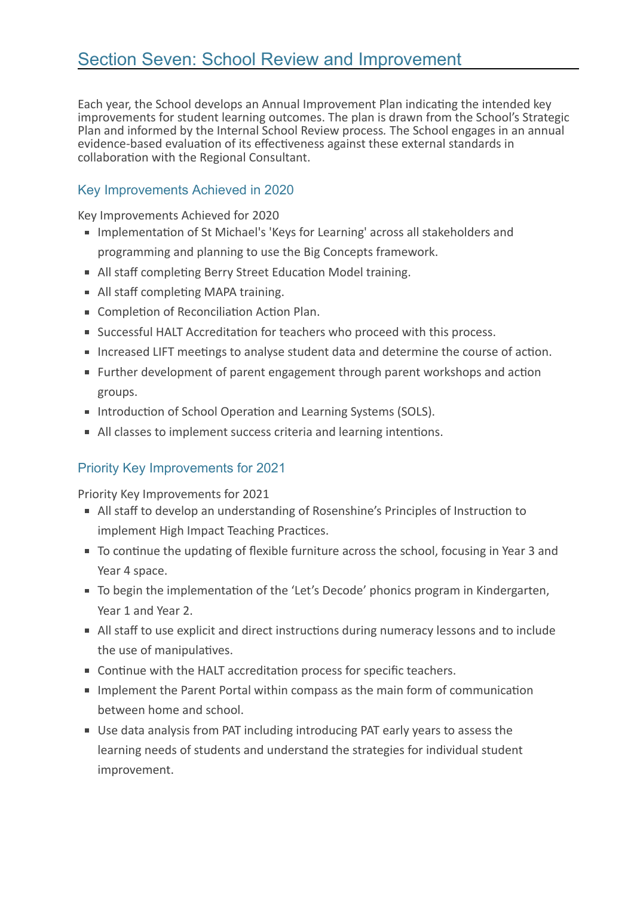# Section Seven: School Review and Improvement

Each year, the School develops an Annual Improvement Plan indicating the intended key improvements for student learning outcomes. The plan is drawn from the School's Strategic Plan and informed by the Internal School Review process. The School engages in an annual evidence-based evaluation of its effectiveness against these external standards in collaboration with the Regional Consultant.

## Key Improvements Achieved in 2020

Key Improvements Achieved for 2020

- Implementation of St Michael's 'Keys for Learning' across all stakeholders and programming and planning to use the Big Concepts framework.
- All staff completing Berry Street Education Model training.
- All staff completing MAPA training.
- Completion of Reconciliation Action Plan.
- Successful HALT Accreditation for teachers who proceed with this process.
- Increased LIFT meetings to analyse student data and determine the course of action.
- Further development of parent engagement through parent workshops and action groups.
- Introduction of School Operation and Learning Systems (SOLS).
- All classes to implement success criteria and learning intentions.

## Priority Key Improvements for 2021

Priority Key Improvements for 2021

- All staff to develop an understanding of Rosenshine's Principles of Instruction to implement High Impact Teaching Practices.
- To continue the updating of flexible furniture across the school, focusing in Year 3 and Year 4 space.
- To begin the implementation of the 'Let's Decode' phonics program in Kindergarten, Year 1 and Year 2.
- All staff to use explicit and direct instructions during numeracy lessons and to include the use of manipulatives.
- Continue with the HALT accreditation process for specific teachers.
- Implement the Parent Portal within compass as the main form of communication between home and school.
- Use data analysis from PAT including introducing PAT early years to assess the learning needs of students and understand the strategies for individual student improvement.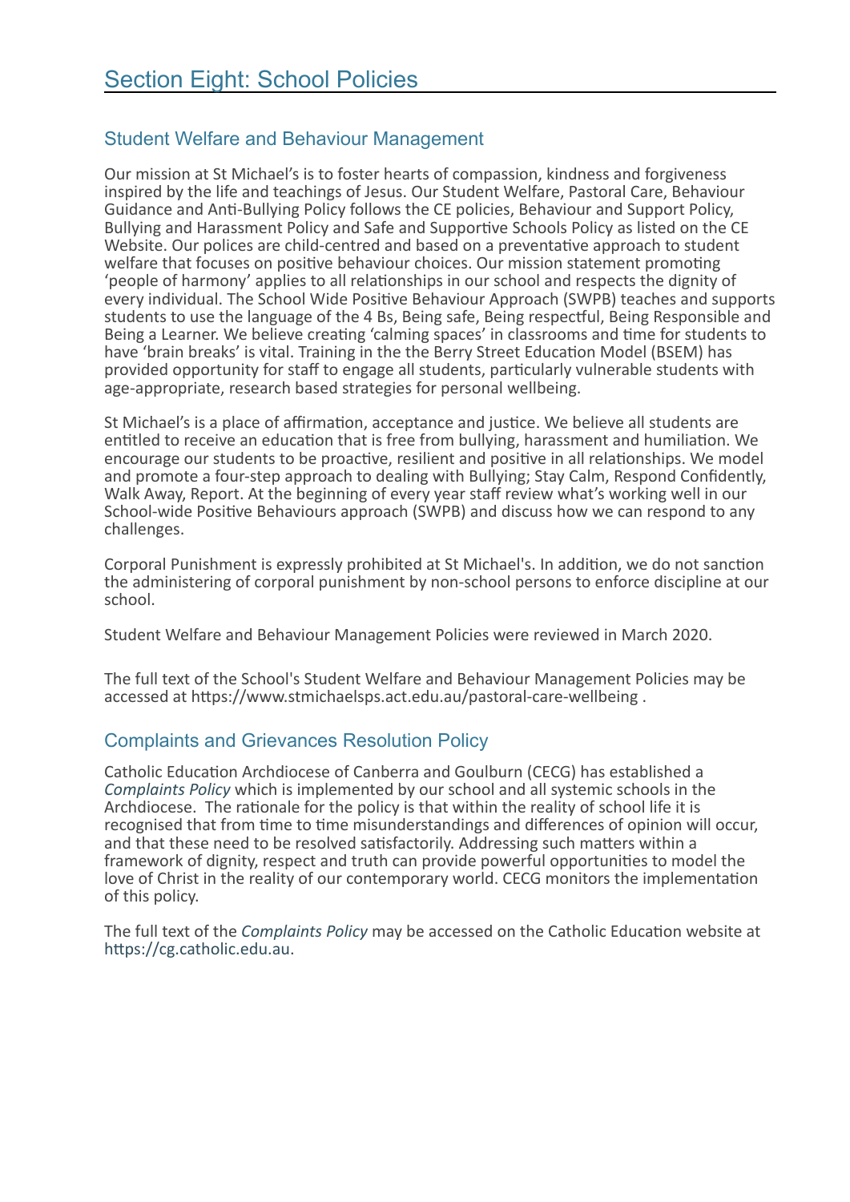# Section Eight: School Policies

## Student Welfare and Behaviour Management

Our mission at St Michael's is to foster hearts of compassion, kindness and forgiveness inspired by the life and teachings of Jesus. Our Student Welfare, Pastoral Care, Behaviour Guidance and Anti-Bullying Policy follows the CE policies, Behaviour and Support Policy, Bullying and Harassment Policy and Safe and Supportive Schools Policy as listed on the CE Website. Our polices are child-centred and based on a preventative approach to student welfare that focuses on positive behaviour choices. Our mission statement promoting 'people of harmony' applies to all relationships in our school and respects the dignity of every individual. The School Wide Positive Behaviour Approach (SWPB) teaches and supports students to use the language of the 4 Bs, Being safe, Being respectful, Being Responsible and Being a Learner. We believe creating 'calming spaces' in classrooms and time for students to have 'brain breaks' is vital. Training in the the Berry Street Education Model (BSEM) has provided opportunity for staff to engage all students, particularly vulnerable students with age-appropriate, research based strategies for personal wellbeing.

St Michael's is a place of affirmation, acceptance and justice. We believe all students are entitled to receive an education that is free from bullying, harassment and humiliation. We encourage our students to be proactive, resilient and positive in all relationships. We model and promote a four-step approach to dealing with Bullying; Stay Calm, Respond Confidently, Walk Away, Report. At the beginning of every year staff review what's working well in our School-wide Positive Behaviours approach (SWPB) and discuss how we can respond to any challenges.

Corporal Punishment is expressly prohibited at St Michael's. In addition, we do not sanction the administering of corporal punishment by non-school persons to enforce discipline at our school.

Student Welfare and Behaviour Management Policies were reviewed in March 2020.

The full text of the School's Student Welfare and Behaviour Management Policies may be accessed at https://www.stmichaelsps.act.edu.au/pastoral-care-wellbeing .

## Complaints and Grievances Resolution Policy

Catholic Education Archdiocese of Canberra and Goulburn (CECG) has established a *Complaints Policy* which is implemented by our school and all systemic schools in the Archdiocese. The rationale for the policy is that within the reality of school life it is recognised that from time to time misunderstandings and differences of opinion will occur, and that these need to be resolved satisfactorily. Addressing such matters within a framework of dignity, respect and truth can provide powerful opportunities to model the love of Christ in the reality of our contemporary world. CECG monitors the implementation of this policy.

The full text of the *Complaints Policy* may be accessed on the Catholic Education website at https://cg.catholic.edu.au.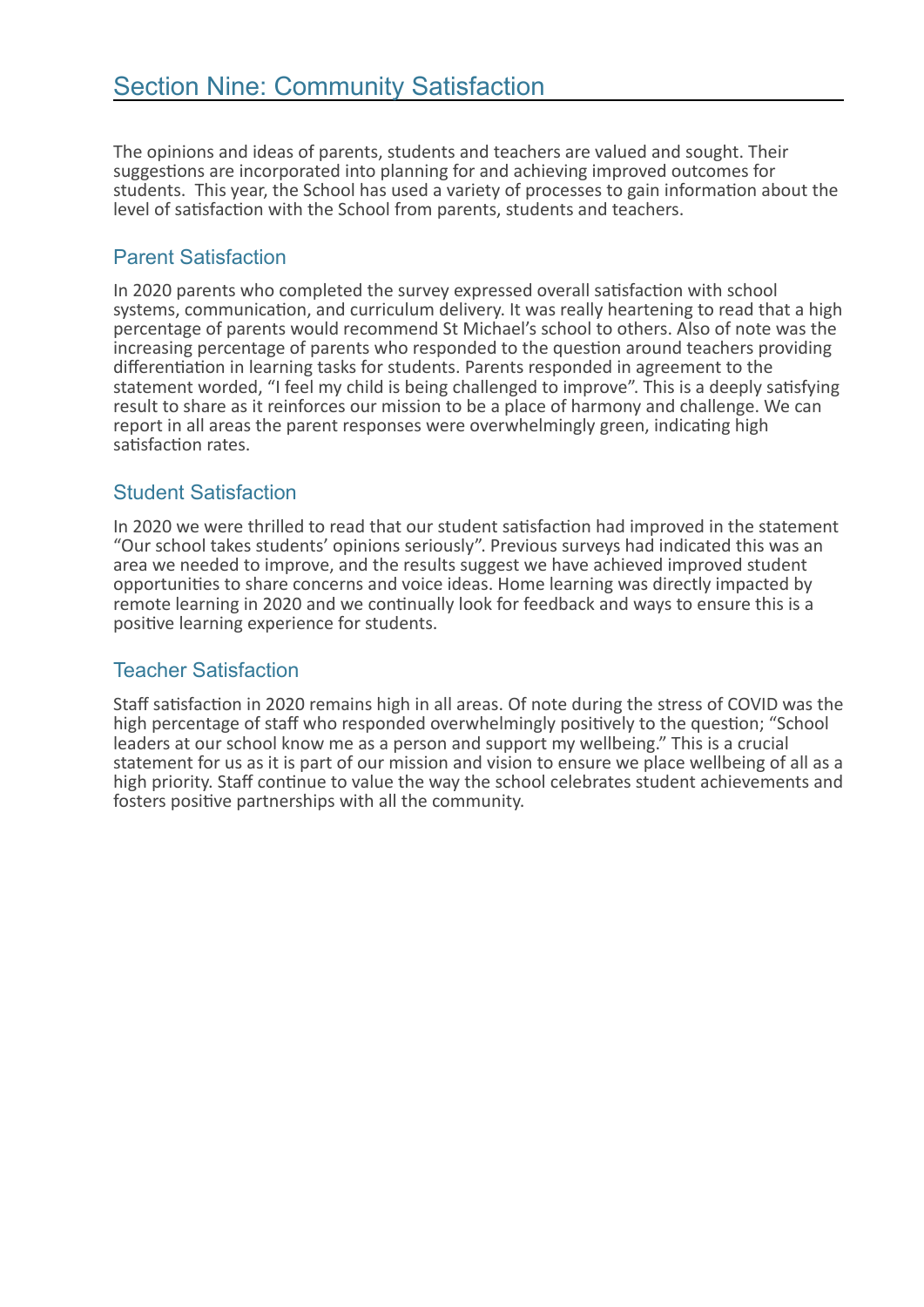## Section Nine: Community Satisfaction

The opinions and ideas of parents, students and teachers are valued and sought. Their suggestions are incorporated into planning for and achieving improved outcomes for students. This year, the School has used a variety of processes to gain information about the level of satisfaction with the School from parents, students and teachers.

### Parent Satisfaction

In 2020 parents who completed the survey expressed overall satisfaction with school systems, communication, and curriculum delivery. It was really heartening to read that a high percentage of parents would recommend St Michael's school to others. Also of note was the increasing percentage of parents who responded to the question around teachers providing differentiation in learning tasks for students. Parents responded in agreement to the statement worded, "I feel my child is being challenged to improve". This is a deeply satisfying result to share as it reinforces our mission to be a place of harmony and challenge. We can report in all areas the parent responses were overwhelmingly green, indicating high satisfaction rates.

### Student Satisfaction

In 2020 we were thrilled to read that our student satisfaction had improved in the statement "Our school takes students' opinions seriously". Previous surveys had indicated this was an area we needed to improve, and the results suggest we have achieved improved student opportunities to share concerns and voice ideas. Home learning was directly impacted by remote learning in 2020 and we continually look for feedback and ways to ensure this is a positive learning experience for students.

### Teacher Satisfaction

Staff satisfaction in 2020 remains high in all areas. Of note during the stress of COVID was the high percentage of staff who responded overwhelmingly positively to the question; "School leaders at our school know me as a person and support my wellbeing." This is a crucial statement for us as it is part of our mission and vision to ensure we place wellbeing of all as a high priority. Staff continue to value the way the school celebrates student achievements and fosters positive partnerships with all the community.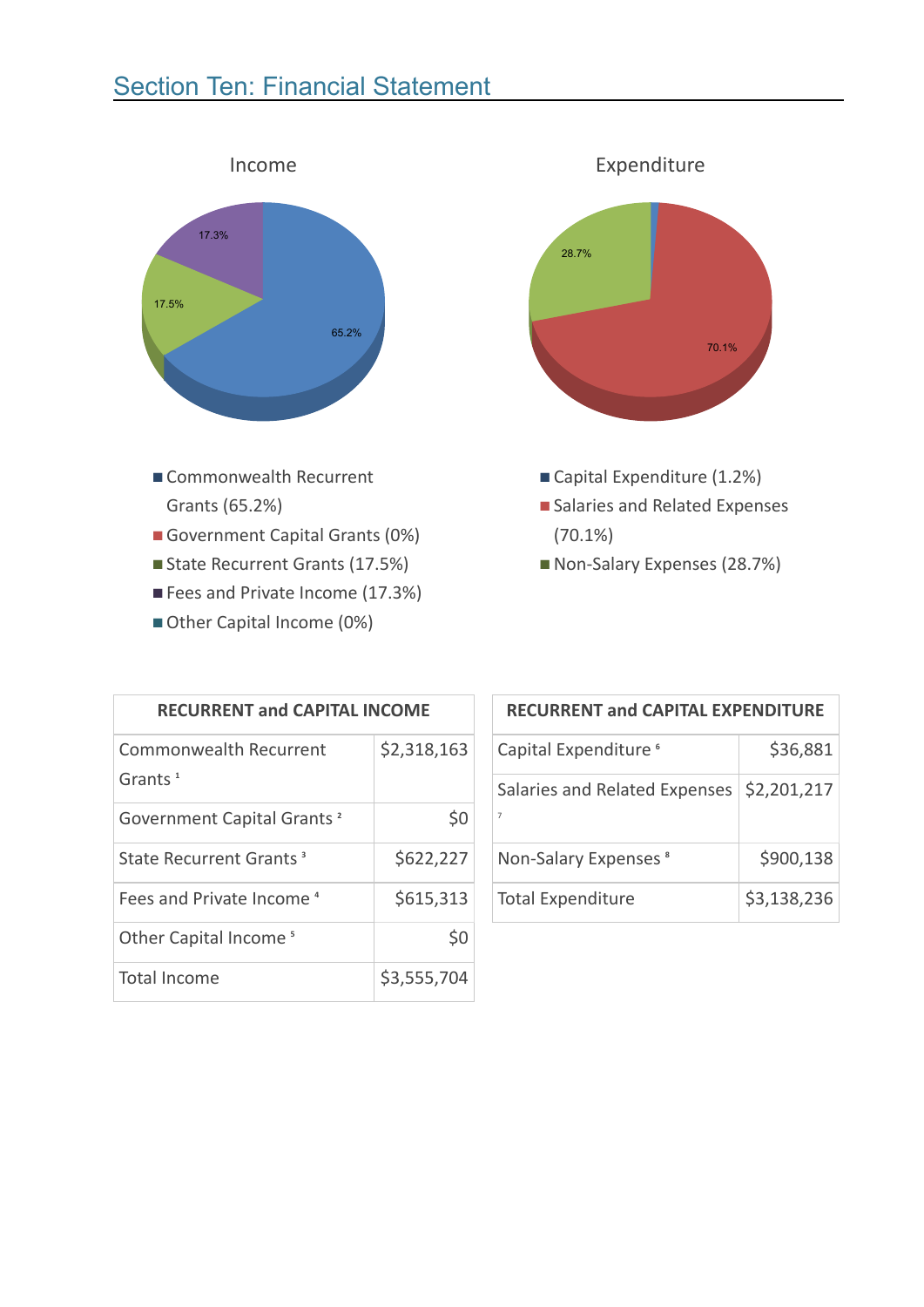## Section Ten: Financial Statement

**Income**

- Commonwealth Recurrent Grants (65.2%)
- Government Capital Grants (0%)
- State Recurrent Grants (17.5%)
- Fees and Private Income (17.3%)
- Other Capital Income (0%)

**Expenditure**

- Capital Expenditure (1.2%)
- Salaries and Related Expenses (70.1%)
- Non-Salary Expenses (28.7%)

| RECURRENT and CAPITAL INCOME | |
|---|---|
| Commonwealth Recurrent Grants [1] | $2,318,163 |
| Government Capital Grants [2] | $0 |
| State Recurrent Grants [3] | $622,227 |
| Fees and Private Income [4] | $615,313 |
| Other Capital Income [5] | $0 |
| Total Income | $3,555,704 |

| RECURRENT and CAPITAL EXPENDITURE | |
|---|---|
| Capital Expenditure [6] | $36,881 |
| Salaries and Related Expenses [7] | $2,201,217 |
| Non-Salary Expenses [8] | $900,138 |
| Total Expenditure | $3,138,236 |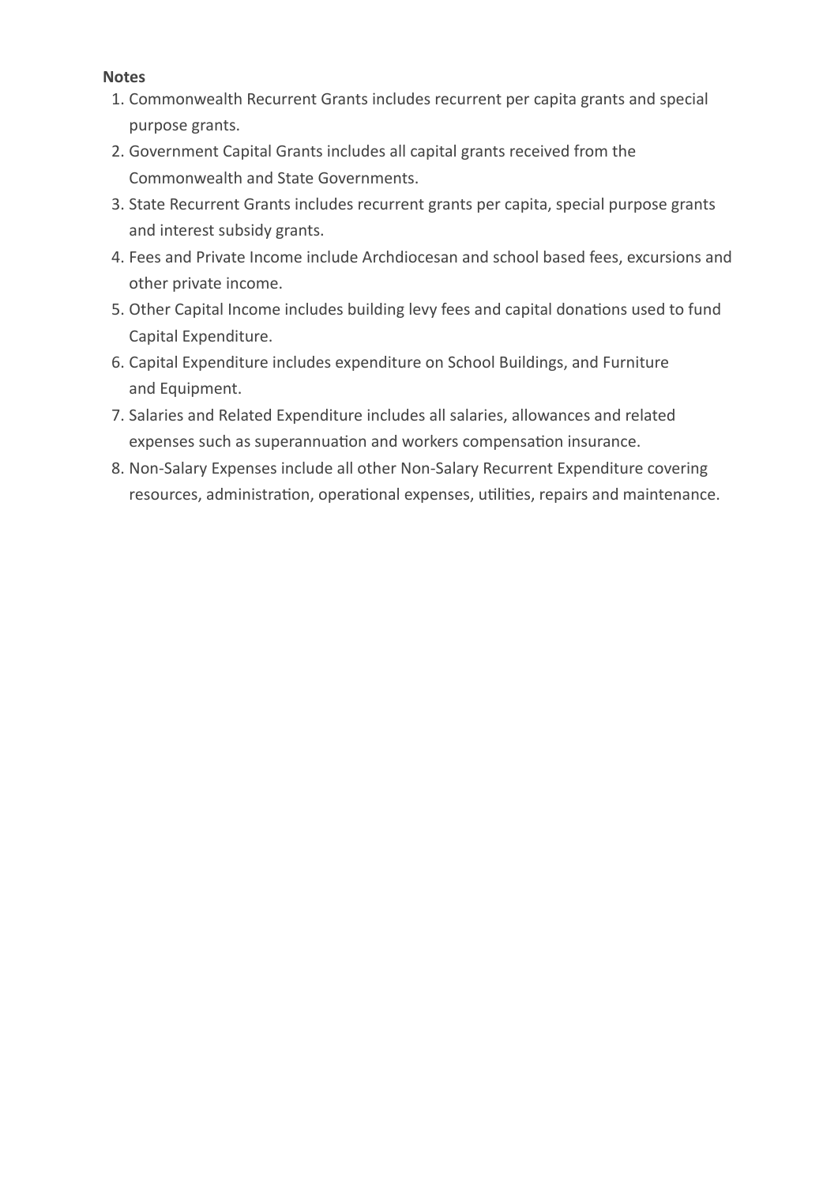**Notes**

1. Commonwealth Recurrent Grants includes recurrent per capita grants and special purpose grants.
2. Government Capital Grants includes all capital grants received from the Commonwealth and State Governments.
3. State Recurrent Grants includes recurrent grants per capita, special purpose grants and interest subsidy grants.
4. Fees and Private Income include Archdiocesan and school based fees, excursions and other private income.
5. Other Capital Income includes building levy fees and capital donations used to fund Capital Expenditure.
6. Capital Expenditure includes expenditure on School Buildings, and Furniture and Equipment.
7. Salaries and Related Expenditure includes all salaries, allowances and related expenses such as superannuation and workers compensation insurance.
8. Non-Salary Expenses include all other Non-Salary Recurrent Expenditure covering resources, administration, operational expenses, utilities, repairs and maintenance.